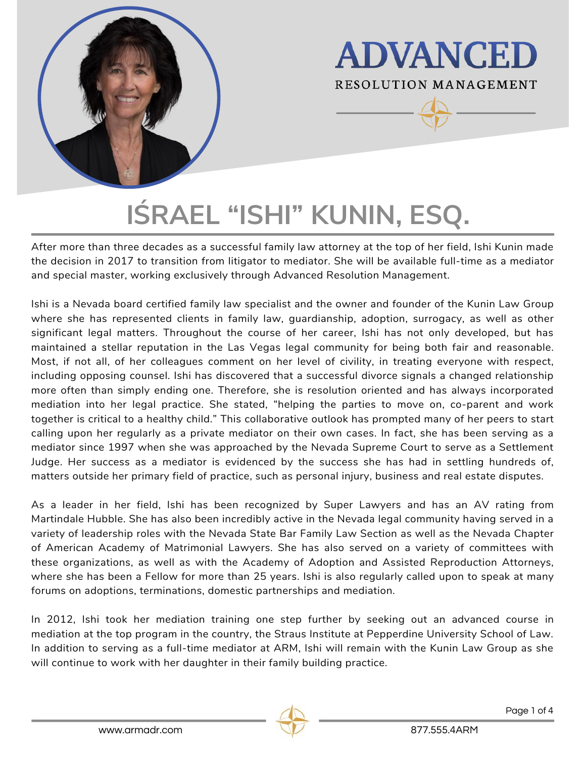ADVANCED

RESOLUTION MANAGEMENT

# IŚRAEL “ISHI” KUNIN, ESQ.

After more than three decades as a successful family law attorney at the top of her field, Ishi Kunin made the decision in 2017 to transition from litigator to mediator. She will be available full-time as a mediator and special master, working exclusively through Advanced Resolution Management.

Ishi is a Nevada board certified family law specialist and the owner and founder of the Kunin Law Group where she has represented clients in family law, guardianship, adoption, surrogacy, as well as other significant legal matters. Throughout the course of her career, Ishi has not only developed, but has maintained a stellar reputation in the Las Vegas legal community for being both fair and reasonable. Most, if not all, of her colleagues comment on her level of civility, in treating everyone with respect, including opposing counsel. Ishi has discovered that a successful divorce signals a changed relationship more often than simply ending one. Therefore, she is resolution oriented and has always incorporated mediation into her legal practice. She stated, “helping the parties to move on, co-parent and work together is critical to a healthy child.” This collaborative outlook has prompted many of her peers to start calling upon her regularly as a private mediator on their own cases. In fact, she has been serving as a mediator since 1997 when she was approached by the Nevada Supreme Court to serve as a Settlement Judge. Her success as a mediator is evidenced by the success she has had in settling hundreds of, matters outside her primary field of practice, such as personal injury, business and real estate disputes.

As a leader in her field, Ishi has been recognized by Super Lawyers and has an AV rating from Martindale Hubble. She has also been incredibly active in the Nevada legal community having served in a variety of leadership roles with the Nevada State Bar Family Law Section as well as the Nevada Chapter of American Academy of Matrimonial Lawyers. She has also served on a variety of committees with these organizations, as well as with the Academy of Adoption and Assisted Reproduction Attorneys, where she has been a Fellow for more than 25 years. Ishi is also regularly called upon to speak at many forums on adoptions, terminations, domestic partnerships and mediation.

In 2012, Ishi took her mediation training one step further by seeking out an advanced course in mediation at the top program in the country, the Straus Institute at Pepperdine University School of Law. In addition to serving as a full-time mediator at ARM, Ishi will remain with the Kunin Law Group as she will continue to work with her daughter in their family building practice.

www.armadr.com 877.555.4ARM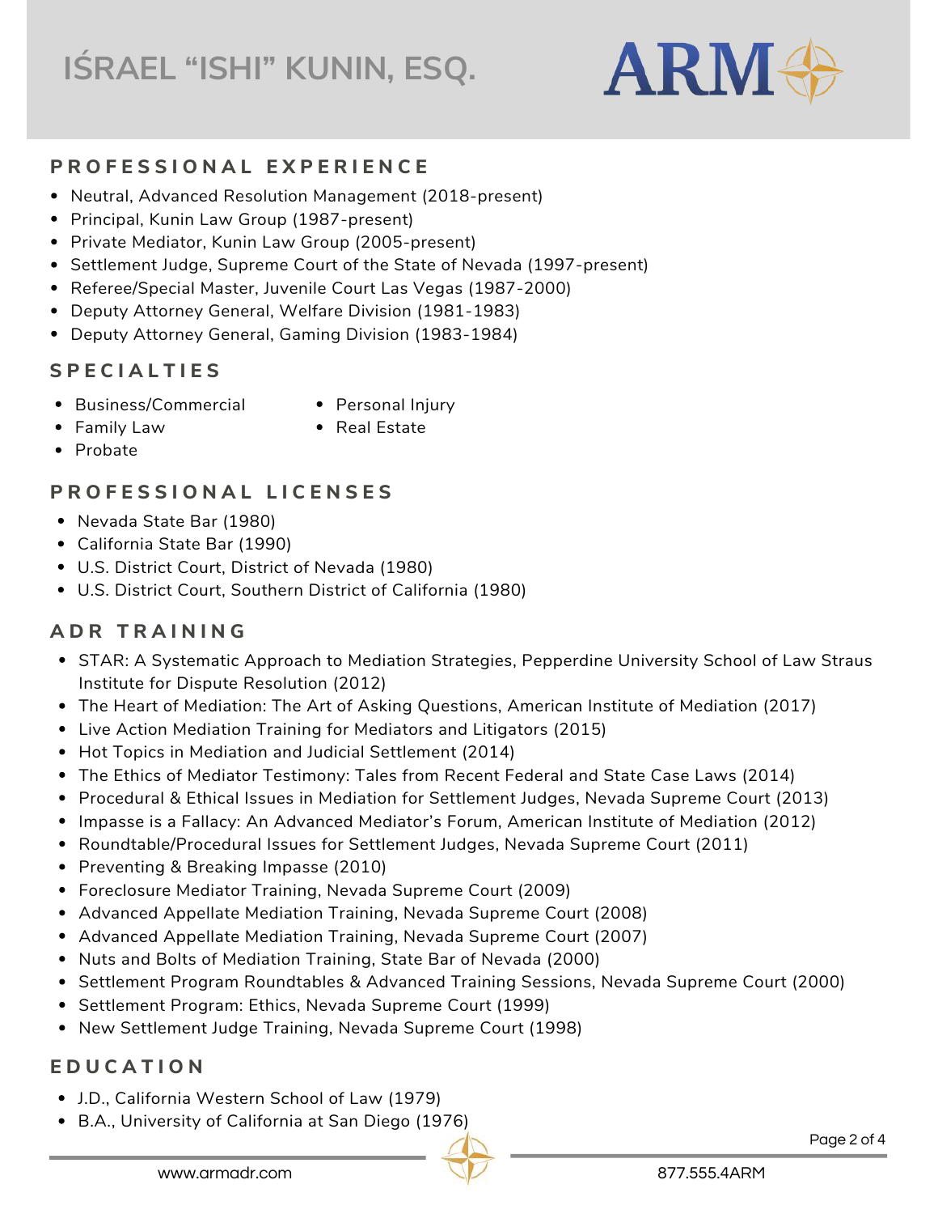# IŚRAEL "ISHI" KUNIN, ESQ.

## PROFESSIONAL EXPERIENCE

- Neutral, Advanced Resolution Management (2018-present)
- Principal, Kunin Law Group (1987-present)
- Private Mediator, Kunin Law Group (2005-present)
- Settlement Judge, Supreme Court of the State of Nevada (1997-present)
- Referee/Special Master, Juvenile Court Las Vegas (1987-2000)
- Deputy Attorney General, Welfare Division (1981-1983)
- Deputy Attorney General, Gaming Division (1983-1984)

## SPECIALTIES

- Business/Commercial
- Family Law
- Probate
- Personal Injury
- Real Estate

## PROFESSIONAL LICENSES

- Nevada State Bar (1980)
- California State Bar (1990)
- U.S. District Court, District of Nevada (1980)
- U.S. District Court, Southern District of California (1980)

## ADR TRAINING

- STAR: A Systematic Approach to Mediation Strategies, Pepperdine University School of Law Straus Institute for Dispute Resolution (2012)
- The Heart of Mediation: The Art of Asking Questions, American Institute of Mediation (2017)
- Live Action Mediation Training for Mediators and Litigators (2015)
- Hot Topics in Mediation and Judicial Settlement (2014)
- The Ethics of Mediator Testimony: Tales from Recent Federal and State Case Laws (2014)
- Procedural & Ethical Issues in Mediation for Settlement Judges, Nevada Supreme Court (2013)
- Impasse is a Fallacy: An Advanced Mediator's Forum, American Institute of Mediation (2012)
- Roundtable/Procedural Issues for Settlement Judges, Nevada Supreme Court (2011)
- Preventing & Breaking Impasse (2010)
- Foreclosure Mediator Training, Nevada Supreme Court (2009)
- Advanced Appellate Mediation Training, Nevada Supreme Court (2008)
- Advanced Appellate Mediation Training, Nevada Supreme Court (2007)
- Nuts and Bolts of Mediation Training, State Bar of Nevada (2000)
- Settlement Program Roundtables & Advanced Training Sessions, Nevada Supreme Court (2000)
- Settlement Program: Ethics, Nevada Supreme Court (1999)
- New Settlement Judge Training, Nevada Supreme Court (1998)

## EDUCATION

- J.D., California Western School of Law (1979)
- B.A., University of California at San Diego (1976)

www.armadr.com 877.555.4ARM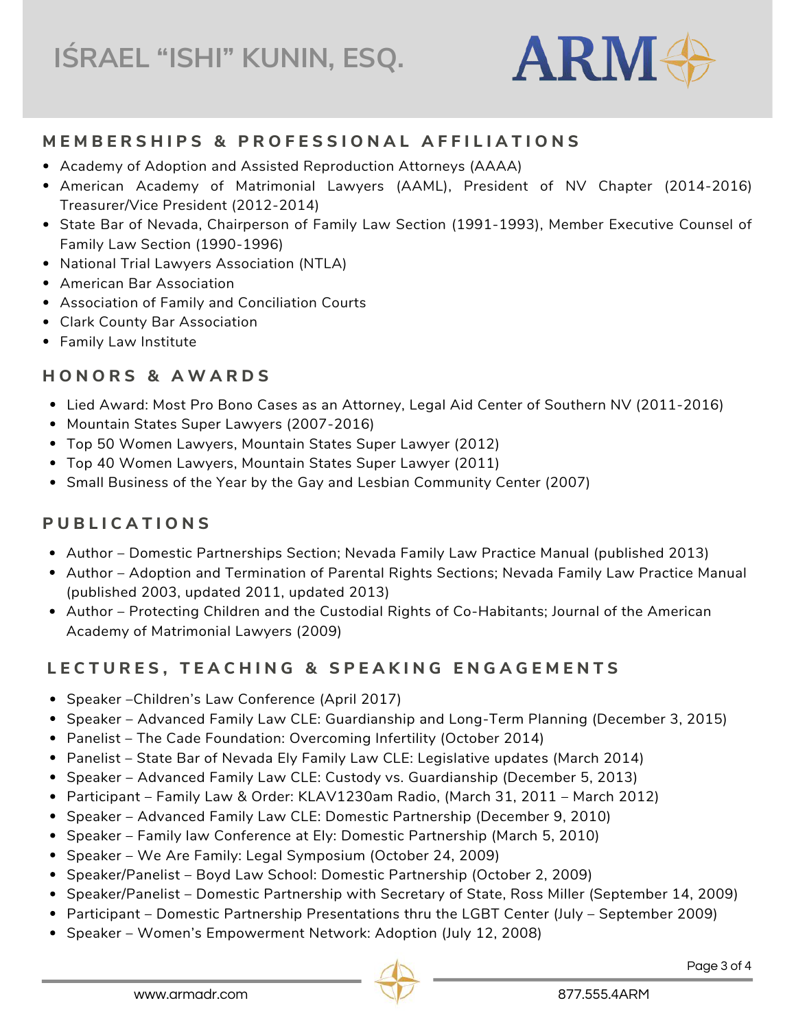# IŚRAEL "ISHI" KUNIN, ESQ.

## MEMBERSHIPS & PROFESSIONAL AFFILIATIONS

- Academy of Adoption and Assisted Reproduction Attorneys (AAAA)
- American Academy of Matrimonial Lawyers (AAML), President of NV Chapter (2014-2016) Treasurer/Vice President (2012-2014)
- State Bar of Nevada, Chairperson of Family Law Section (1991-1993), Member Executive Counsel of Family Law Section (1990-1996)
- National Trial Lawyers Association (NTLA)
- American Bar Association
- Association of Family and Conciliation Courts
- Clark County Bar Association
- Family Law Institute

## HONORS & AWARDS

- Lied Award: Most Pro Bono Cases as an Attorney, Legal Aid Center of Southern NV (2011-2016)
- Mountain States Super Lawyers (2007-2016)
- Top 50 Women Lawyers, Mountain States Super Lawyer (2012)
- Top 40 Women Lawyers, Mountain States Super Lawyer (2011)
- Small Business of the Year by the Gay and Lesbian Community Center (2007)

## PUBLICATIONS

- Author – Domestic Partnerships Section; Nevada Family Law Practice Manual (published 2013)
- Author – Adoption and Termination of Parental Rights Sections; Nevada Family Law Practice Manual (published 2003, updated 2011, updated 2013)
- Author – Protecting Children and the Custodial Rights of Co-Habitants; Journal of the American Academy of Matrimonial Lawyers (2009)

## LECTURES, TEACHING & SPEAKING ENGAGEMENTS

- Speaker –Children's Law Conference (April 2017)
- Speaker – Advanced Family Law CLE: Guardianship and Long-Term Planning (December 3, 2015)
- Panelist – The Cade Foundation: Overcoming Infertility (October 2014)
- Panelist – State Bar of Nevada Ely Family Law CLE: Legislative updates (March 2014)
- Speaker – Advanced Family Law CLE: Custody vs. Guardianship (December 5, 2013)
- Participant – Family Law & Order: KLAV1230am Radio, (March 31, 2011 – March 2012)
- Speaker – Advanced Family Law CLE: Domestic Partnership (December 9, 2010)
- Speaker – Family law Conference at Ely: Domestic Partnership (March 5, 2010)
- Speaker – We Are Family: Legal Symposium (October 24, 2009)
- Speaker/Panelist – Boyd Law School: Domestic Partnership (October 2, 2009)
- Speaker/Panelist – Domestic Partnership with Secretary of State, Ross Miller (September 14, 2009)
- Participant – Domestic Partnership Presentations thru the LGBT Center (July – September 2009)
- Speaker – Women's Empowerment Network: Adoption (July 12, 2008)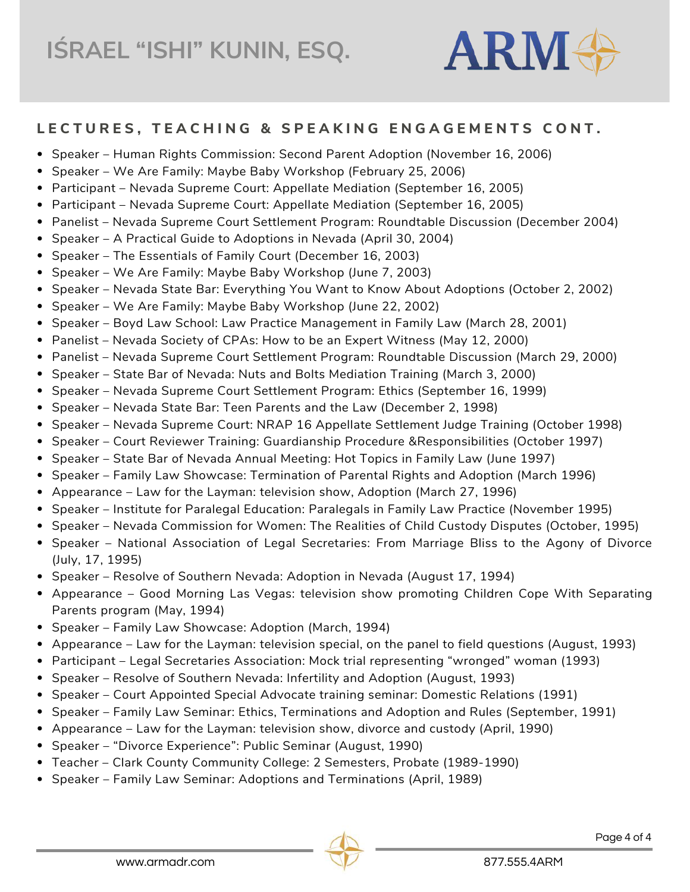## LECTURES, TEACHING & SPEAKING ENGAGEMENTS CONT.

- Speaker – Human Rights Commission: Second Parent Adoption (November 16, 2006)
- Speaker – We Are Family: Maybe Baby Workshop (February 25, 2006)
- Participant – Nevada Supreme Court: Appellate Mediation (September 16, 2005)
- Participant – Nevada Supreme Court: Appellate Mediation (September 16, 2005)
- Panelist – Nevada Supreme Court Settlement Program: Roundtable Discussion (December 2004)
- Speaker – A Practical Guide to Adoptions in Nevada (April 30, 2004)
- Speaker – The Essentials of Family Court (December 16, 2003)
- Speaker – We Are Family: Maybe Baby Workshop (June 7, 2003)
- Speaker – Nevada State Bar: Everything You Want to Know About Adoptions (October 2, 2002)
- Speaker – We Are Family: Maybe Baby Workshop (June 22, 2002)
- Speaker – Boyd Law School: Law Practice Management in Family Law (March 28, 2001)
- Panelist – Nevada Society of CPAs: How to be an Expert Witness (May 12, 2000)
- Panelist – Nevada Supreme Court Settlement Program: Roundtable Discussion (March 29, 2000)
- Speaker – State Bar of Nevada: Nuts and Bolts Mediation Training (March 3, 2000)
- Speaker – Nevada Supreme Court Settlement Program: Ethics (September 16, 1999)
- Speaker – Nevada State Bar: Teen Parents and the Law (December 2, 1998)
- Speaker – Nevada Supreme Court: NRAP 16 Appellate Settlement Judge Training (October 1998)
- Speaker – Court Reviewer Training: Guardianship Procedure &Responsibilities (October 1997)
- Speaker – State Bar of Nevada Annual Meeting: Hot Topics in Family Law (June 1997)
- Speaker – Family Law Showcase: Termination of Parental Rights and Adoption (March 1996)
- Appearance – Law for the Layman: television show, Adoption (March 27, 1996)
- Speaker – Institute for Paralegal Education: Paralegals in Family Law Practice (November 1995)
- Speaker – Nevada Commission for Women: The Realities of Child Custody Disputes (October, 1995)
- Speaker – National Association of Legal Secretaries: From Marriage Bliss to the Agony of Divorce (July, 17, 1995)
- Speaker – Resolve of Southern Nevada: Adoption in Nevada (August 17, 1994)
- Appearance – Good Morning Las Vegas: television show promoting Children Cope With Separating Parents program (May, 1994)
- Speaker – Family Law Showcase: Adoption (March, 1994)
- Appearance – Law for the Layman: television special, on the panel to field questions (August, 1993)
- Participant – Legal Secretaries Association: Mock trial representing "wronged" woman (1993)
- Speaker – Resolve of Southern Nevada: Infertility and Adoption (August, 1993)
- Speaker – Court Appointed Special Advocate training seminar: Domestic Relations (1991)
- Speaker – Family Law Seminar: Ethics, Terminations and Adoption and Rules (September, 1991)
- Appearance – Law for the Layman: television show, divorce and custody (April, 1990)
- Speaker – "Divorce Experience": Public Seminar (August, 1990)
- Teacher – Clark County Community College: 2 Semesters, Probate (1989-1990)
- Speaker – Family Law Seminar: Adoptions and Terminations (April, 1989)